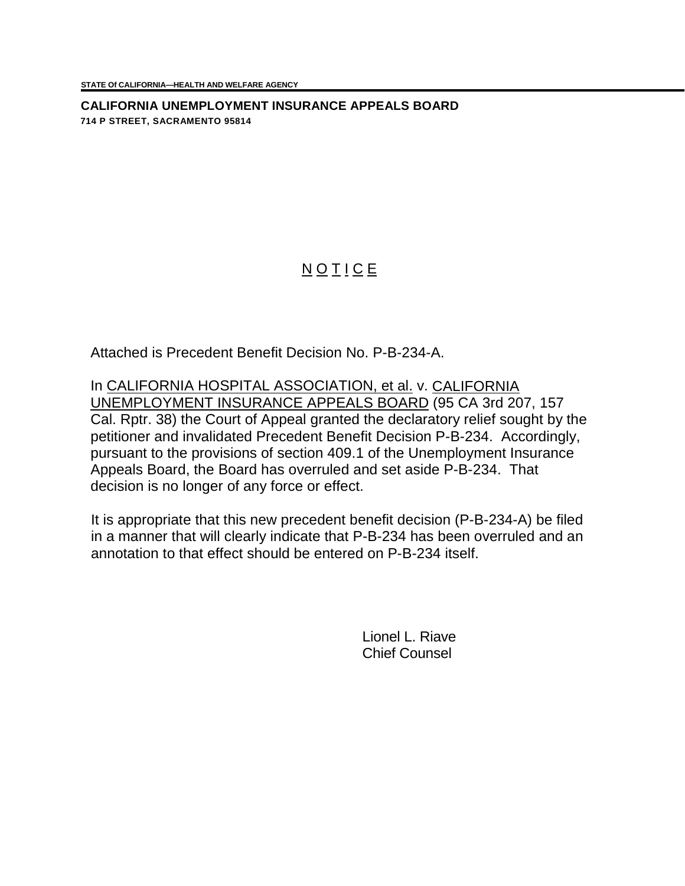STATE Of CALIFORNIA—HEALTH AND WELFARE AGENCY

**CALIFORNIA UNEMPLOYMENT INSURANCE APPEALS BOARD**
**714 P STREET, SACRAMENTO 95814**

# N O T I C E

Attached is Precedent Benefit Decision No. P-B-234-A.

In CALIFORNIA HOSPITAL ASSOCIATION, et al. v. CALIFORNIA UNEMPLOYMENT INSURANCE APPEALS BOARD (95 CA 3rd 207, 157 Cal. Rptr. 38) the Court of Appeal granted the declaratory relief sought by the petitioner and invalidated Precedent Benefit Decision P-B-234. Accordingly, pursuant to the provisions of section 409.1 of the Unemployment Insurance Appeals Board, the Board has overruled and set aside P-B-234. That decision is no longer of any force or effect.

It is appropriate that this new precedent benefit decision (P-B-234-A) be filed in a manner that will clearly indicate that P-B-234 has been overruled and an annotation to that effect should be entered on P-B-234 itself.

Lionel L. Riave
Chief Counsel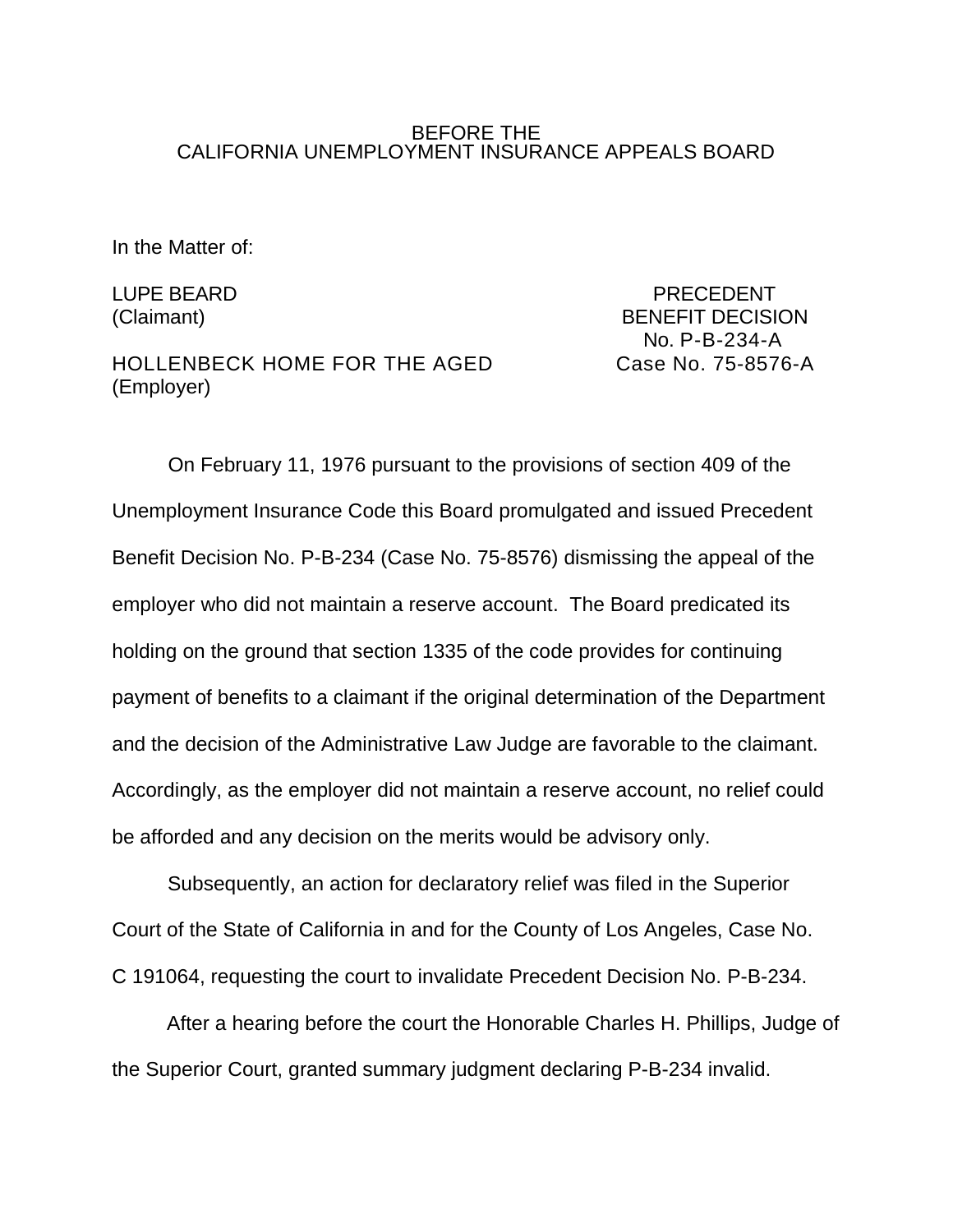BEFORE THE
CALIFORNIA UNEMPLOYMENT INSURANCE APPEALS BOARD

In the Matter of:

LUPE BEARD
(Claimant)

HOLLENBECK HOME FOR THE AGED
(Employer)

PRECEDENT
BENEFIT DECISION
No. P-B-234-A
Case No. 75-8576-A

On February 11, 1976 pursuant to the provisions of section 409 of the Unemployment Insurance Code this Board promulgated and issued Precedent Benefit Decision No. P-B-234 (Case No. 75-8576) dismissing the appeal of the employer who did not maintain a reserve account. The Board predicated its holding on the ground that section 1335 of the code provides for continuing payment of benefits to a claimant if the original determination of the Department and the decision of the Administrative Law Judge are favorable to the claimant. Accordingly, as the employer did not maintain a reserve account, no relief could be afforded and any decision on the merits would be advisory only.

Subsequently, an action for declaratory relief was filed in the Superior Court of the State of California in and for the County of Los Angeles, Case No. C 191064, requesting the court to invalidate Precedent Decision No. P-B-234.

After a hearing before the court the Honorable Charles H. Phillips, Judge of the Superior Court, granted summary judgment declaring P-B-234 invalid.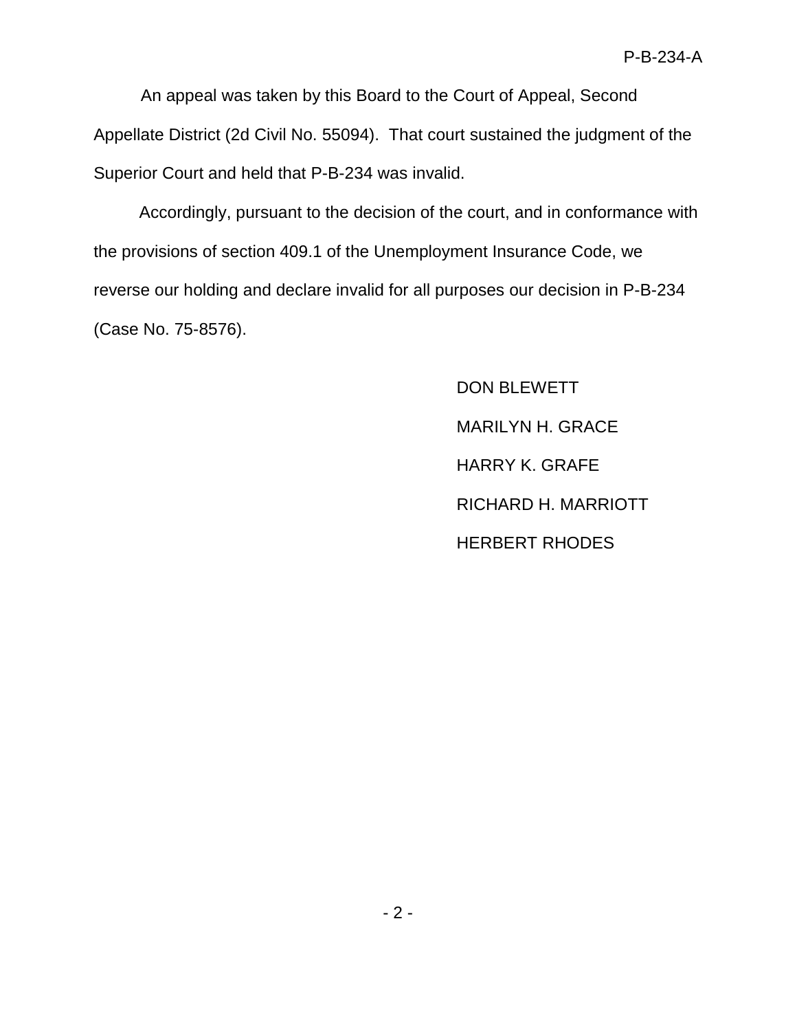An appeal was taken by this Board to the Court of Appeal, Second Appellate District (2d Civil No. 55094). That court sustained the judgment of the Superior Court and held that P-B-234 was invalid.

Accordingly, pursuant to the decision of the court, and in conformance with the provisions of section 409.1 of the Unemployment Insurance Code, we reverse our holding and declare invalid for all purposes our decision in P-B-234 (Case No. 75-8576).

DON BLEWETT

MARILYN H. GRACE

HARRY K. GRAFE

RICHARD H. MARRIOTT

HERBERT RHODES